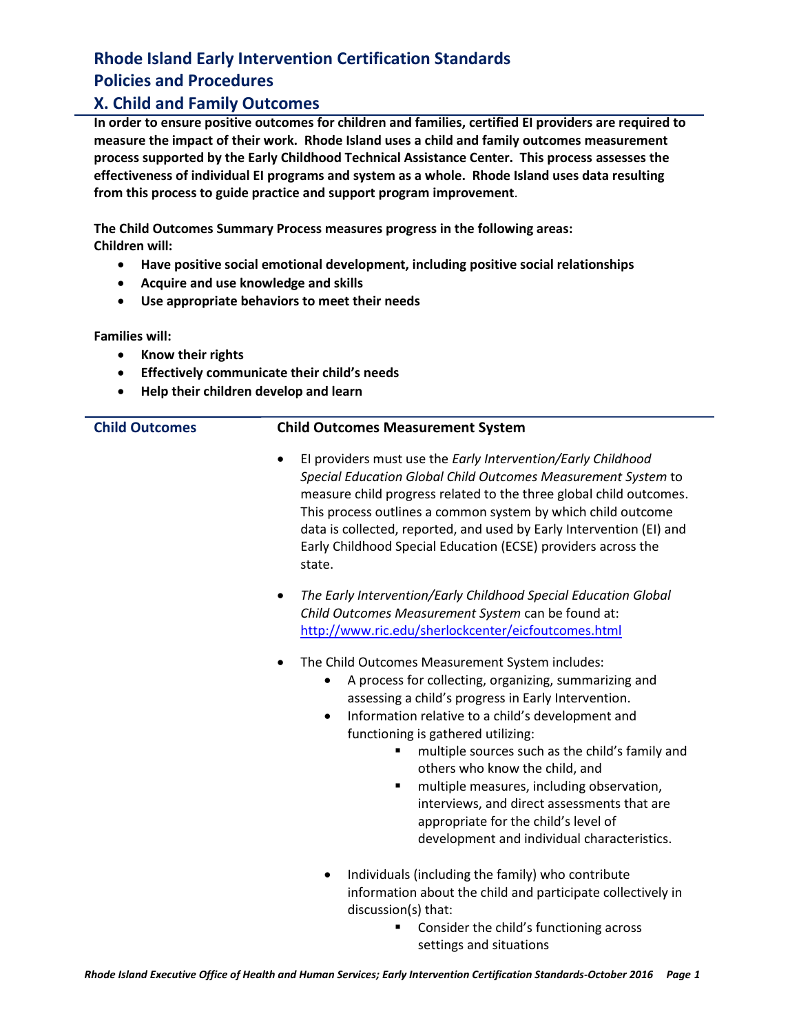# Rhode Island Early Intervention Certification Standards

## Policies and Procedures

## X. Child and Family Outcomes

**In order to ensure positive outcomes for children and families, certified EI providers are required to measure the impact of their work. Rhode Island uses a child and family outcomes measurement process supported by the Early Childhood Technical Assistance Center. This process assesses the effectiveness of individual EI programs and system as a whole. Rhode Island uses data resulting from this process to guide practice and support program improvement**.

**The Child Outcomes Summary Process measures progress in the following areas:**
**Children will:**

- **Have positive social emotional development, including positive social relationships**
- **Acquire and use knowledge and skills**
- **Use appropriate behaviors to meet their needs**

**Families will:**

- **Know their rights**
- **Effectively communicate their child's needs**
- **Help their children develop and learn**

### Child Outcomes

#### Child Outcomes Measurement System

- EI providers must use the *Early Intervention/Early Childhood Special Education Global Child Outcomes Measurement System* to measure child progress related to the three global child outcomes. This process outlines a common system by which child outcome data is collected, reported, and used by Early Intervention (EI) and Early Childhood Special Education (ECSE) providers across the state.
- *The Early Intervention/Early Childhood Special Education Global Child Outcomes Measurement System* can be found at: [http://www.ric.edu/sherlockcenter/eicfoutcomes.html](http://www.ric.edu/sherlockcenter/eicfoutcomes.html)
- The Child Outcomes Measurement System includes:
  - A process for collecting, organizing, summarizing and assessing a child's progress in Early Intervention.
  - Information relative to a child's development and functioning is gathered utilizing:
    - multiple sources such as the child's family and others who know the child, and
    - multiple measures, including observation, interviews, and direct assessments that are appropriate for the child's level of development and individual characteristics.
  - Individuals (including the family) who contribute information about the child and participate collectively in discussion(s) that:
    - Consider the child's functioning across settings and situations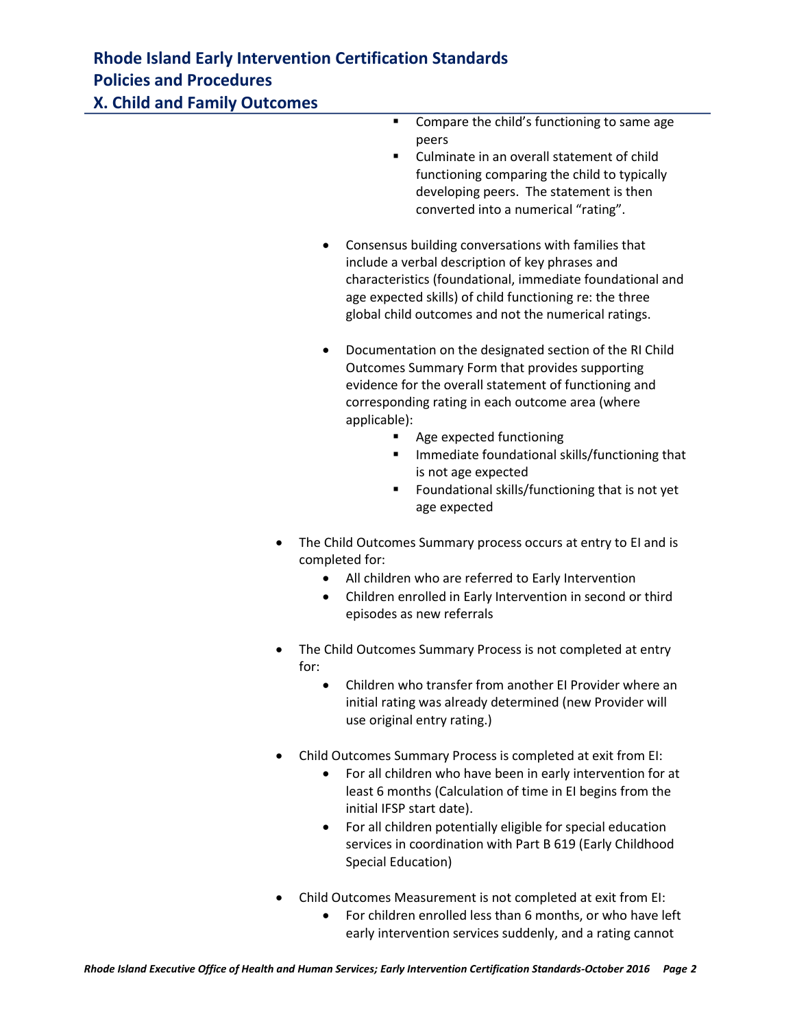- Compare the child's functioning to same age peers
        - Culminate in an overall statement of child functioning comparing the child to typically developing peers. The statement is then converted into a numerical "rating".

    - Consensus building conversations with families that include a verbal description of key phrases and characteristics (foundational, immediate foundational and age expected skills) of child functioning re: the three global child outcomes and not the numerical ratings.

    - Documentation on the designated section of the RI Child Outcomes Summary Form that provides supporting evidence for the overall statement of functioning and corresponding rating in each outcome area (where applicable):
        - Age expected functioning
        - Immediate foundational skills/functioning that is not age expected
        - Foundational skills/functioning that is not yet age expected

- The Child Outcomes Summary process occurs at entry to EI and is completed for:
    - All children who are referred to Early Intervention
    - Children enrolled in Early Intervention in second or third episodes as new referrals

- The Child Outcomes Summary Process is not completed at entry for:
    - Children who transfer from another EI Provider where an initial rating was already determined (new Provider will use original entry rating.)

- Child Outcomes Summary Process is completed at exit from EI:
    - For all children who have been in early intervention for at least 6 months (Calculation of time in EI begins from the initial IFSP start date).
    - For all children potentially eligible for special education services in coordination with Part B 619 (Early Childhood Special Education)

- Child Outcomes Measurement is not completed at exit from EI:
    - For children enrolled less than 6 months, or who have left early intervention services suddenly, and a rating cannot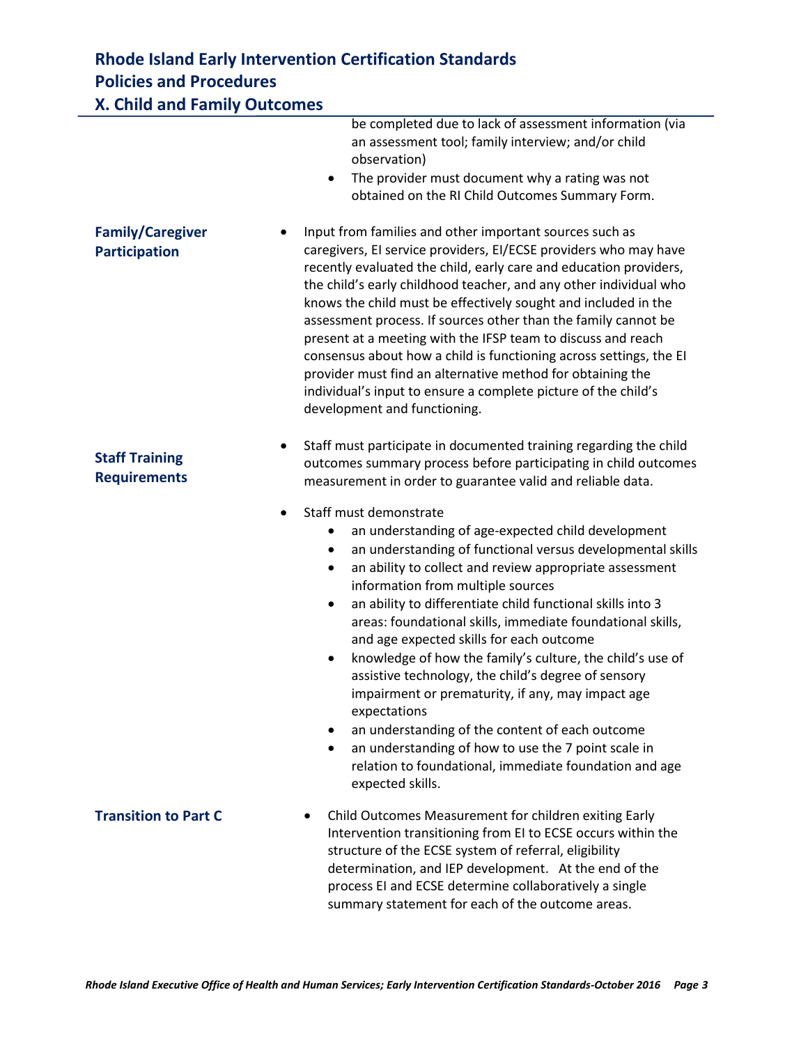be completed due to lack of assessment information (via an assessment tool; family interview; and/or child observation)
- The provider must document why a rating was not obtained on the RI Child Outcomes Summary Form.

**Family/Caregiver Participation**

- Input from families and other important sources such as caregivers, EI service providers, EI/ECSE providers who may have recently evaluated the child, early care and education providers, the child's early childhood teacher, and any other individual who knows the child must be effectively sought and included in the assessment process. If sources other than the family cannot be present at a meeting with the IFSP team to discuss and reach consensus about how a child is functioning across settings, the EI provider must find an alternative method for obtaining the individual's input to ensure a complete picture of the child's development and functioning.

**Staff Training Requirements**

- Staff must participate in documented training regarding the child outcomes summary process before participating in child outcomes measurement in order to guarantee valid and reliable data.
- Staff must demonstrate
  - an understanding of age-expected child development
  - an understanding of functional versus developmental skills
  - an ability to collect and review appropriate assessment information from multiple sources
  - an ability to differentiate child functional skills into 3 areas: foundational skills, immediate foundational skills, and age expected skills for each outcome
  - knowledge of how the family's culture, the child's use of assistive technology, the child's degree of sensory impairment or prematurity, if any, may impact age expectations
  - an understanding of the content of each outcome
  - an understanding of how to use the 7 point scale in relation to foundational, immediate foundation and age expected skills.

**Transition to Part C**

- Child Outcomes Measurement for children exiting Early Intervention transitioning from EI to ECSE occurs within the structure of the ECSE system of referral, eligibility determination, and IEP development. At the end of the process EI and ECSE determine collaboratively a single summary statement for each of the outcome areas.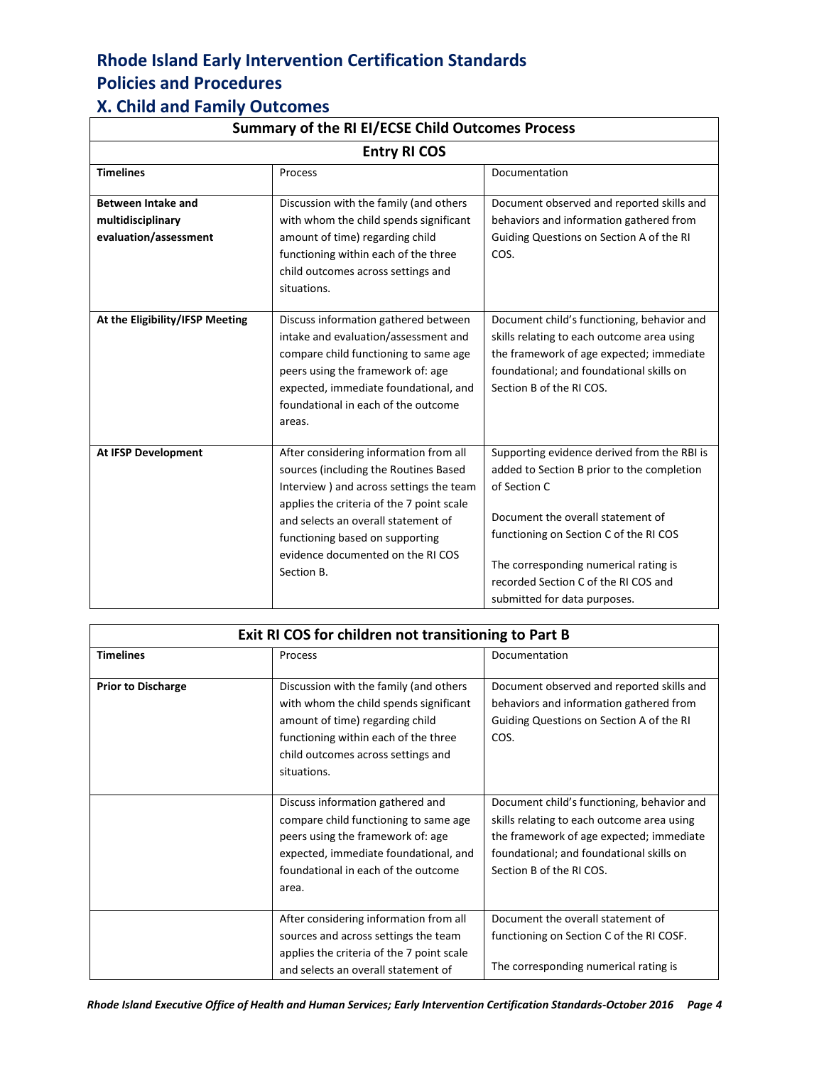# Rhode Island Early Intervention Certification Standards

# Policies and Procedures

## X. Child and Family Outcomes

| Summary of the RI EI/ECSE Child Outcomes Process | | |
|---|---|---|
| **Entry RI COS** | | |
| **Timelines** | Process | Documentation |
| **Between Intake and multidisciplinary evaluation/assessment** | Discussion with the family (and others with whom the child spends significant amount of time) regarding child functioning within each of the three child outcomes across settings and situations. | Document observed and reported skills and behaviors and information gathered from Guiding Questions on Section A of the RI COS. |
| **At the Eligibility/IFSP Meeting** | Discuss information gathered between intake and evaluation/assessment and compare child functioning to same age peers using the framework of: age expected, immediate foundational, and foundational in each of the outcome areas. | Document child's functioning, behavior and skills relating to each outcome area using the framework of age expected; immediate foundational; and foundational skills on Section B of the RI COS. |
| **At IFSP Development** | After considering information from all sources (including the Routines Based Interview ) and across settings the team applies the criteria of the 7 point scale and selects an overall statement of functioning based on supporting evidence documented on the RI COS Section B. | Supporting evidence derived from the RBI is added to Section B prior to the completion of Section C<br><br>Document the overall statement of functioning on Section C of the RI COS<br><br>The corresponding numerical rating is recorded Section C of the RI COS and submitted for data purposes. |

| Exit RI COS for children not transitioning to Part B | | |
|---|---|---|
| **Timelines** | Process | Documentation |
| **Prior to Discharge** | Discussion with the family (and others with whom the child spends significant amount of time) regarding child functioning within each of the three child outcomes across settings and situations. | Document observed and reported skills and behaviors and information gathered from Guiding Questions on Section A of the RI COS. |
| | Discuss information gathered and compare child functioning to same age peers using the framework of: age expected, immediate foundational, and foundational in each of the outcome area. | Document child's functioning, behavior and skills relating to each outcome area using the framework of age expected; immediate foundational; and foundational skills on Section B of the RI COS. |
| | After considering information from all sources and across settings the team applies the criteria of the 7 point scale and selects an overall statement of | Document the overall statement of functioning on Section C of the RI COSF.<br><br>The corresponding numerical rating is |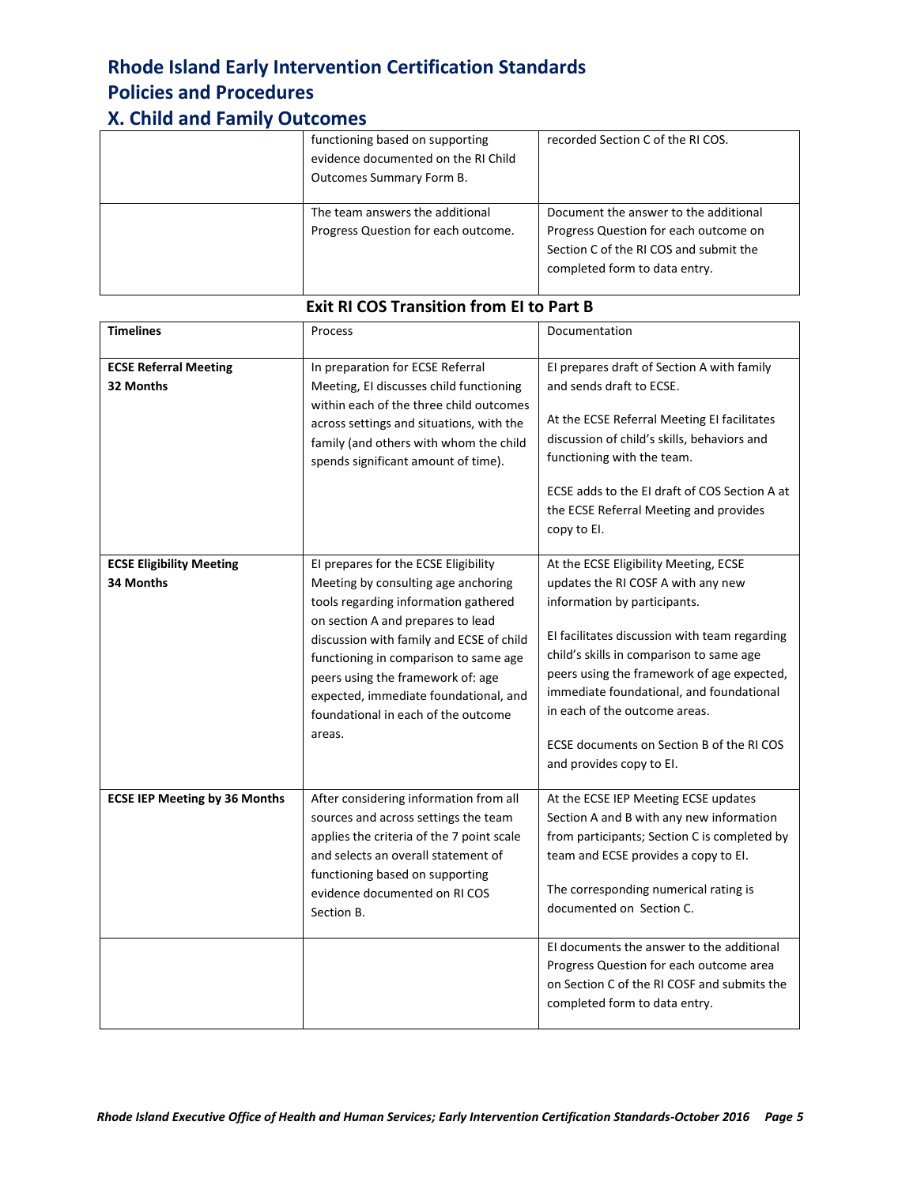# Rhode Island Early Intervention Certification Standards
# Policies and Procedures
## X. Child and Family Outcomes

| | | |
|---|---|---|
| | functioning based on supporting evidence documented on the RI Child Outcomes Summary Form B. | recorded Section C of the RI COS. |
| | The team answers the additional Progress Question for each outcome. | Document the answer to the additional Progress Question for each outcome on Section C of the RI COS and submit the completed form to data entry. |

### Exit RI COS Transition from EI to Part B

| **Timelines** | Process | Documentation |
|---|---|---|
| **ECSE Referral Meeting 32 Months** | In preparation for ECSE Referral Meeting, EI discusses child functioning within each of the three child outcomes across settings and situations, with the family (and others with whom the child spends significant amount of time). | EI prepares draft of Section A with family and sends draft to ECSE.<br><br>At the ECSE Referral Meeting EI facilitates discussion of child's skills, behaviors and functioning with the team.<br><br>ECSE adds to the EI draft of COS Section A at the ECSE Referral Meeting and provides copy to EI. |
| **ECSE Eligibility Meeting 34 Months** | EI prepares for the ECSE Eligibility Meeting by consulting age anchoring tools regarding information gathered on section A and prepares to lead discussion with family and ECSE of child functioning in comparison to same age peers using the framework of: age expected, immediate foundational, and foundational in each of the outcome areas. | At the ECSE Eligibility Meeting, ECSE updates the RI COSF A with any new information by participants.<br><br>EI facilitates discussion with team regarding child's skills in comparison to same age peers using the framework of age expected, immediate foundational, and foundational in each of the outcome areas.<br><br>ECSE documents on Section B of the RI COS and provides copy to EI. |
| **ECSE IEP Meeting by 36 Months** | After considering information from all sources and across settings the team applies the criteria of the 7 point scale and selects an overall statement of functioning based on supporting evidence documented on RI COS Section B. | At the ECSE IEP Meeting ECSE updates Section A and B with any new information from participants; Section C is completed by team and ECSE provides a copy to EI.<br><br>The corresponding numerical rating is documented on Section C. |
| | | EI documents the answer to the additional Progress Question for each outcome area on Section C of the RI COSF and submits the completed form to data entry. |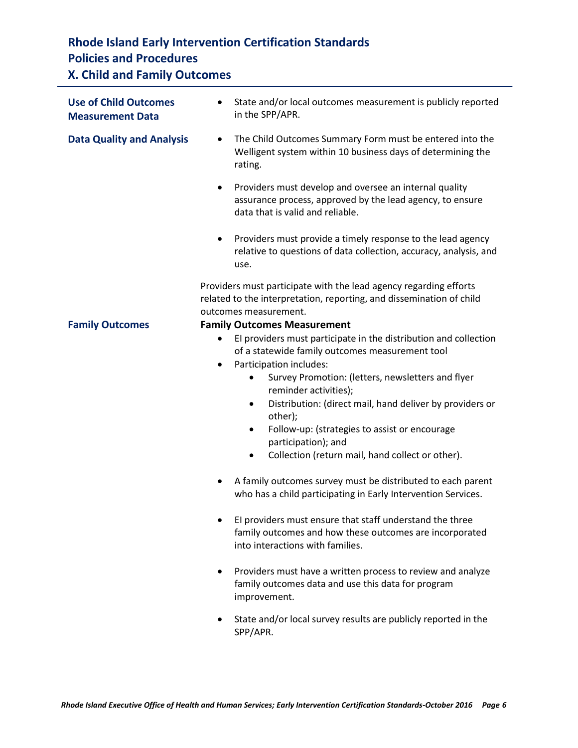# Rhode Island Early Intervention Certification Standards
## Policies and Procedures
## X. Child and Family Outcomes

### Use of Child Outcomes Measurement Data

- State and/or local outcomes measurement is publicly reported in the SPP/APR.

### Data Quality and Analysis

- The Child Outcomes Summary Form must be entered into the Welligent system within 10 business days of determining the rating.
- Providers must develop and oversee an internal quality assurance process, approved by the lead agency, to ensure data that is valid and reliable.
- Providers must provide a timely response to the lead agency relative to questions of data collection, accuracy, analysis, and use.

Providers must participate with the lead agency regarding efforts related to the interpretation, reporting, and dissemination of child outcomes measurement.

### Family Outcomes

**Family Outcomes Measurement**

- EI providers must participate in the distribution and collection of a statewide family outcomes measurement tool
- Participation includes:
  - Survey Promotion: (letters, newsletters and flyer reminder activities);
  - Distribution: (direct mail, hand deliver by providers or other);
  - Follow-up: (strategies to assist or encourage participation); and
  - Collection (return mail, hand collect or other).
- A family outcomes survey must be distributed to each parent who has a child participating in Early Intervention Services.
- EI providers must ensure that staff understand the three family outcomes and how these outcomes are incorporated into interactions with families.
- Providers must have a written process to review and analyze family outcomes data and use this data for program improvement.
- State and/or local survey results are publicly reported in the SPP/APR.